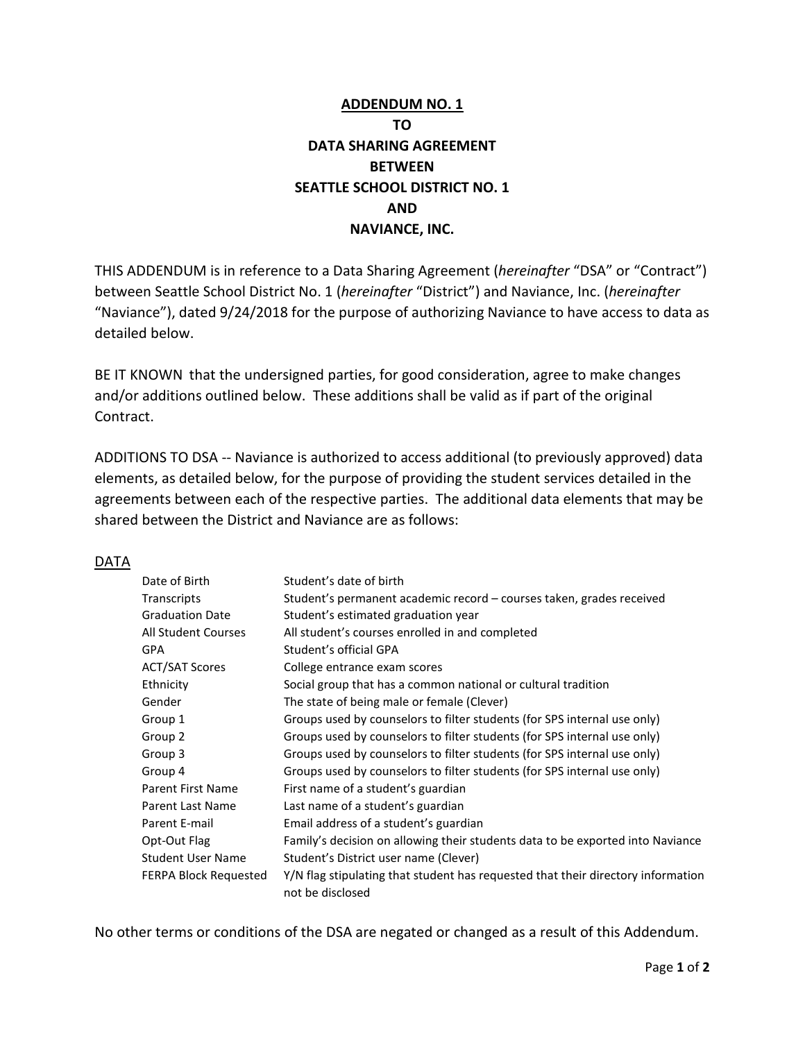# ADDENDUM NO. 1 TO DATA SHARING AGREEMENT BETWEEN SEATTLE SCHOOL DISTRICT NO. 1 AND NAVIANCE, INC.

THIS ADDENDUM is in reference to a Data Sharing Agreement (*hereinafter* "DSA" or "Contract") between Seattle School District No. 1 (*hereinafter* "District") and Naviance, Inc. (*hereinafter* "Naviance"), dated 9/24/2018 for the purpose of authorizing Naviance to have access to data as detailed below.

BE IT KNOWN that the undersigned parties, for good consideration, agree to make changes and/or additions outlined below. These additions shall be valid as if part of the original Contract.

ADDITIONS TO DSA -- Naviance is authorized to access additional (to previously approved) data elements, as detailed below, for the purpose of providing the student services detailed in the agreements between each of the respective parties. The additional data elements that may be shared between the District and Naviance are as follows:

DATA

| | |
|---|---|
| Date of Birth | Student's date of birth |
| Transcripts | Student's permanent academic record – courses taken, grades received |
| Graduation Date | Student's estimated graduation year |
| All Student Courses | All student's courses enrolled in and completed |
| GPA | Student's official GPA |
| ACT/SAT Scores | College entrance exam scores |
| Ethnicity | Social group that has a common national or cultural tradition |
| Gender | The state of being male or female (Clever) |
| Group 1 | Groups used by counselors to filter students (for SPS internal use only) |
| Group 2 | Groups used by counselors to filter students (for SPS internal use only) |
| Group 3 | Groups used by counselors to filter students (for SPS internal use only) |
| Group 4 | Groups used by counselors to filter students (for SPS internal use only) |
| Parent First Name | First name of a student's guardian |
| Parent Last Name | Last name of a student's guardian |
| Parent E-mail | Email address of a student's guardian |
| Opt-Out Flag | Family's decision on allowing their students data to be exported into Naviance |
| Student User Name | Student's District user name (Clever) |
| FERPA Block Requested | Y/N flag stipulating that student has requested that their directory information not be disclosed |

No other terms or conditions of the DSA are negated or changed as a result of this Addendum.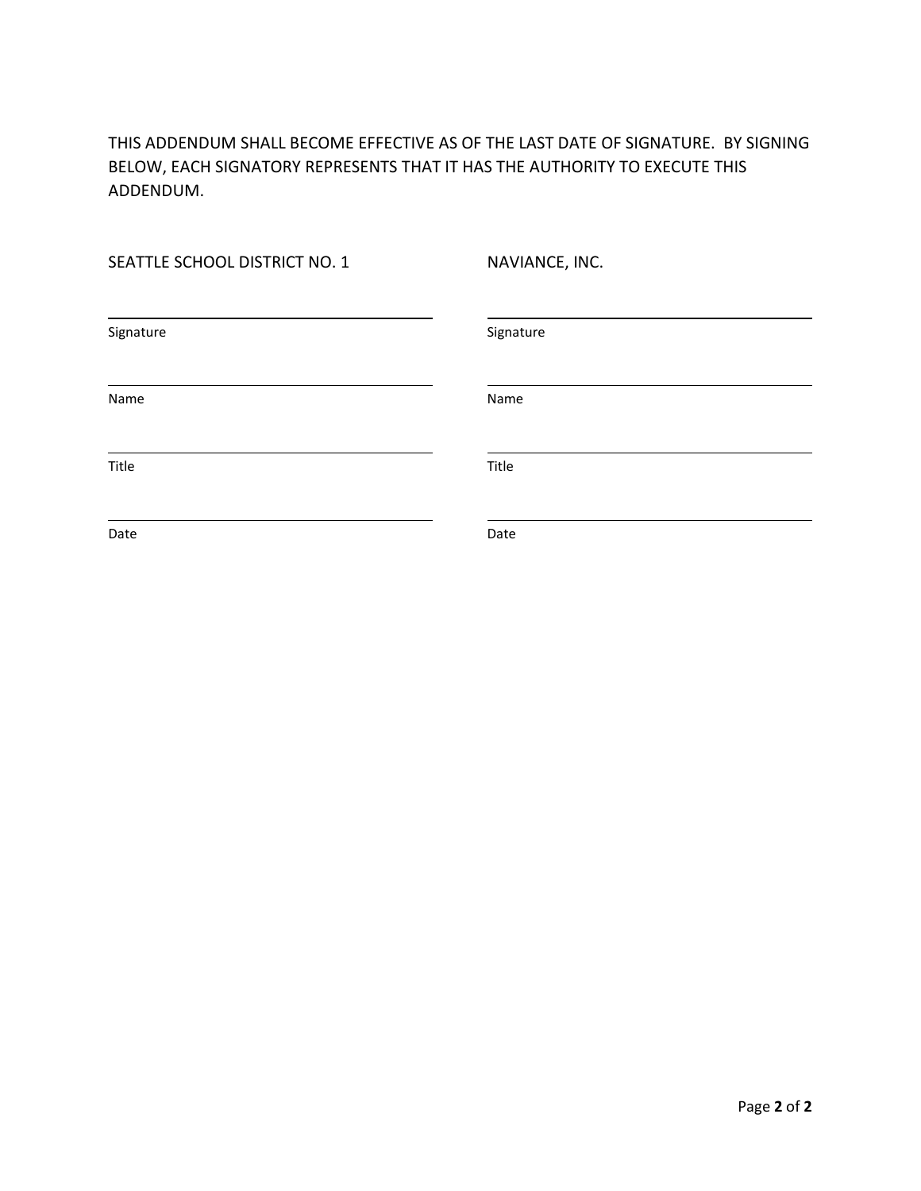THIS ADDENDUM SHALL BECOME EFFECTIVE AS OF THE LAST DATE OF SIGNATURE. BY SIGNING BELOW, EACH SIGNATORY REPRESENTS THAT IT HAS THE AUTHORITY TO EXECUTE THIS ADDENDUM.

| SEATTLE SCHOOL DISTRICT NO. 1 | NAVIANCE, INC. |
| --- | --- |
| ______________________ | ______________________ |
| Signature | Signature |
| ______________________ | ______________________ |
| Name | Name |
| ______________________ | ______________________ |
| Title | Title |
| ______________________ | ______________________ |
| Date | Date |